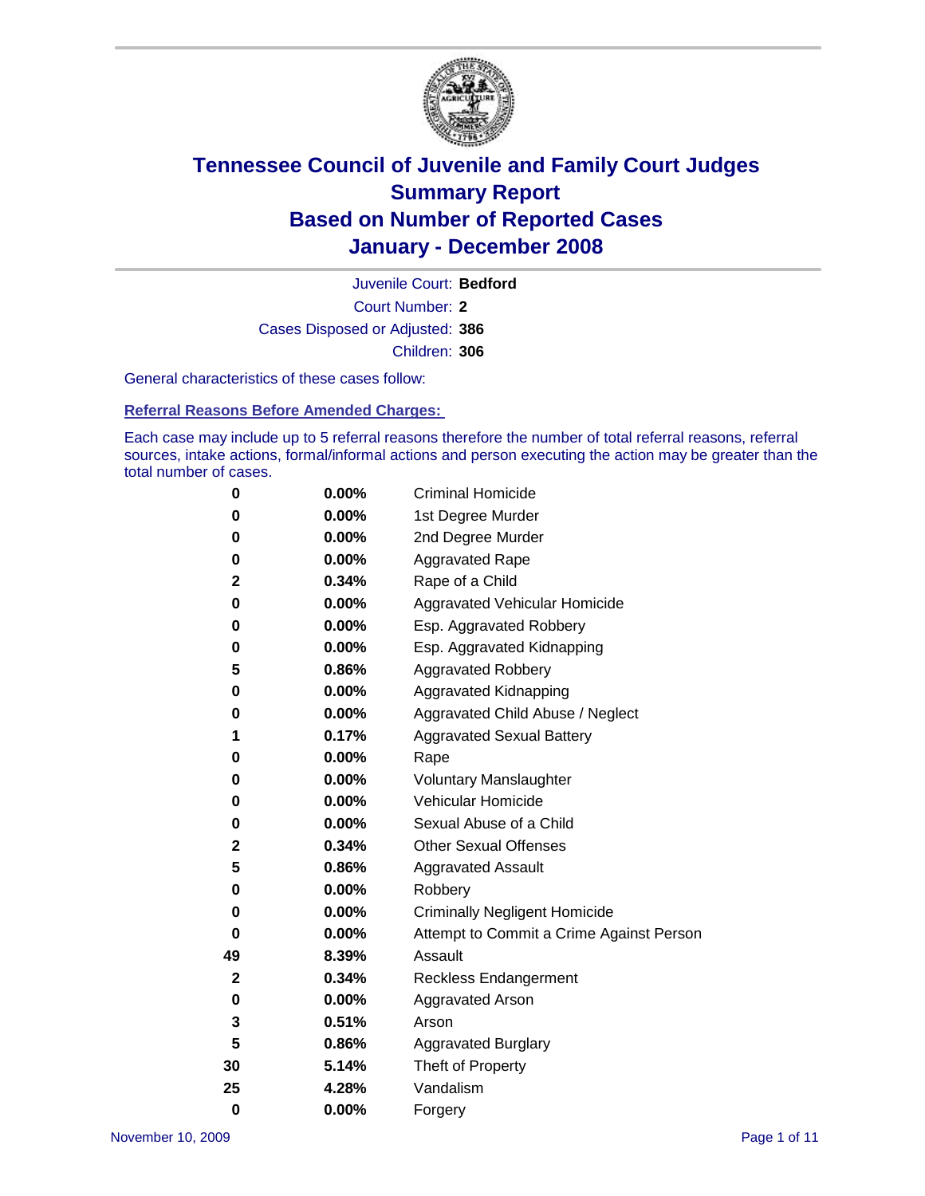# Tennessee Council of Juvenile and Family Court Judges
## Summary Report
## Based on Number of Reported Cases
## January - December 2008

Juvenile Court: **Bedford**
Court Number: **2**
Cases Disposed or Adjusted: **386**
Children: **306**

General characteristics of these cases follow:

### Referral Reasons Before Amended Charges:

Each case may include up to 5 referral reasons therefore the number of total referral reasons, referral sources, intake actions, formal/informal actions and person executing the action may be greater than the total number of cases.

| | | |
|---|---|---|
| 0 | 0.00% | Criminal Homicide |
| 0 | 0.00% | 1st Degree Murder |
| 0 | 0.00% | 2nd Degree Murder |
| 0 | 0.00% | Aggravated Rape |
| 2 | 0.34% | Rape of a Child |
| 0 | 0.00% | Aggravated Vehicular Homicide |
| 0 | 0.00% | Esp. Aggravated Robbery |
| 0 | 0.00% | Esp. Aggravated Kidnapping |
| 5 | 0.86% | Aggravated Robbery |
| 0 | 0.00% | Aggravated Kidnapping |
| 0 | 0.00% | Aggravated Child Abuse / Neglect |
| 1 | 0.17% | Aggravated Sexual Battery |
| 0 | 0.00% | Rape |
| 0 | 0.00% | Voluntary Manslaughter |
| 0 | 0.00% | Vehicular Homicide |
| 0 | 0.00% | Sexual Abuse of a Child |
| 2 | 0.34% | Other Sexual Offenses |
| 5 | 0.86% | Aggravated Assault |
| 0 | 0.00% | Robbery |
| 0 | 0.00% | Criminally Negligent Homicide |
| 0 | 0.00% | Attempt to Commit a Crime Against Person |
| 49 | 8.39% | Assault |
| 2 | 0.34% | Reckless Endangerment |
| 0 | 0.00% | Aggravated Arson |
| 3 | 0.51% | Arson |
| 5 | 0.86% | Aggravated Burglary |
| 30 | 5.14% | Theft of Property |
| 25 | 4.28% | Vandalism |
| 0 | 0.00% | Forgery |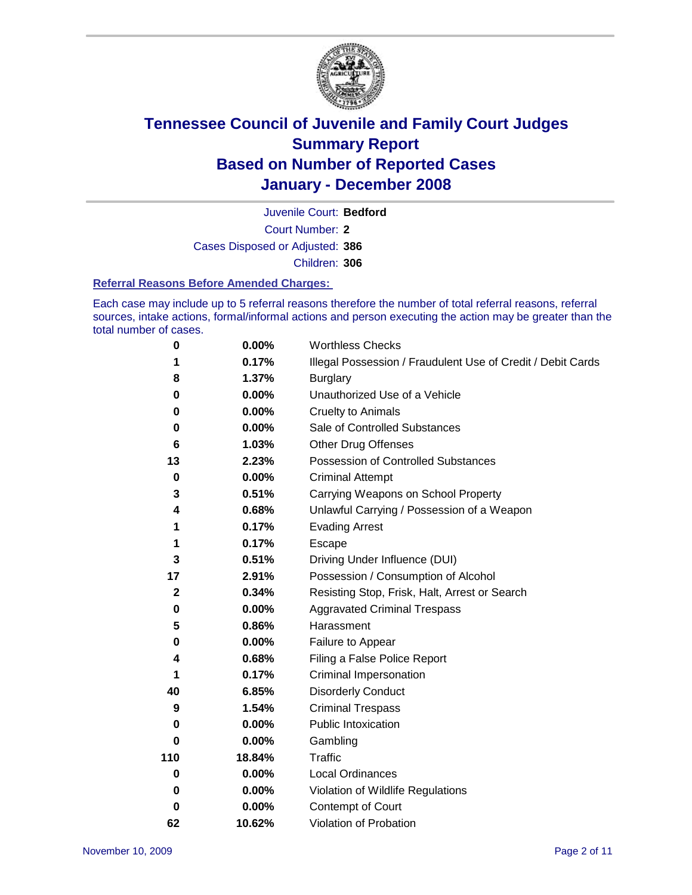# Tennessee Council of Juvenile and Family Court Judges
# Summary Report
# Based on Number of Reported Cases
# January - December 2008

Juvenile Court: **Bedford**

Court Number: **2**

Cases Disposed or Adjusted: **386**

Children: **306**

### Referral Reasons Before Amended Charges:

Each case may include up to 5 referral reasons therefore the number of total referral reasons, referral sources, intake actions, formal/informal actions and person executing the action may be greater than the total number of cases.

| | | |
|---|---|---|
| 0 | 0.00% | Worthless Checks |
| 1 | 0.17% | Illegal Possession / Fraudulent Use of Credit / Debit Cards |
| 8 | 1.37% | Burglary |
| 0 | 0.00% | Unauthorized Use of a Vehicle |
| 0 | 0.00% | Cruelty to Animals |
| 0 | 0.00% | Sale of Controlled Substances |
| 6 | 1.03% | Other Drug Offenses |
| 13 | 2.23% | Possession of Controlled Substances |
| 0 | 0.00% | Criminal Attempt |
| 3 | 0.51% | Carrying Weapons on School Property |
| 4 | 0.68% | Unlawful Carrying / Possession of a Weapon |
| 1 | 0.17% | Evading Arrest |
| 1 | 0.17% | Escape |
| 3 | 0.51% | Driving Under Influence (DUI) |
| 17 | 2.91% | Possession / Consumption of Alcohol |
| 2 | 0.34% | Resisting Stop, Frisk, Halt, Arrest or Search |
| 0 | 0.00% | Aggravated Criminal Trespass |
| 5 | 0.86% | Harassment |
| 0 | 0.00% | Failure to Appear |
| 4 | 0.68% | Filing a False Police Report |
| 1 | 0.17% | Criminal Impersonation |
| 40 | 6.85% | Disorderly Conduct |
| 9 | 1.54% | Criminal Trespass |
| 0 | 0.00% | Public Intoxication |
| 0 | 0.00% | Gambling |
| 110 | 18.84% | Traffic |
| 0 | 0.00% | Local Ordinances |
| 0 | 0.00% | Violation of Wildlife Regulations |
| 0 | 0.00% | Contempt of Court |
| 62 | 10.62% | Violation of Probation |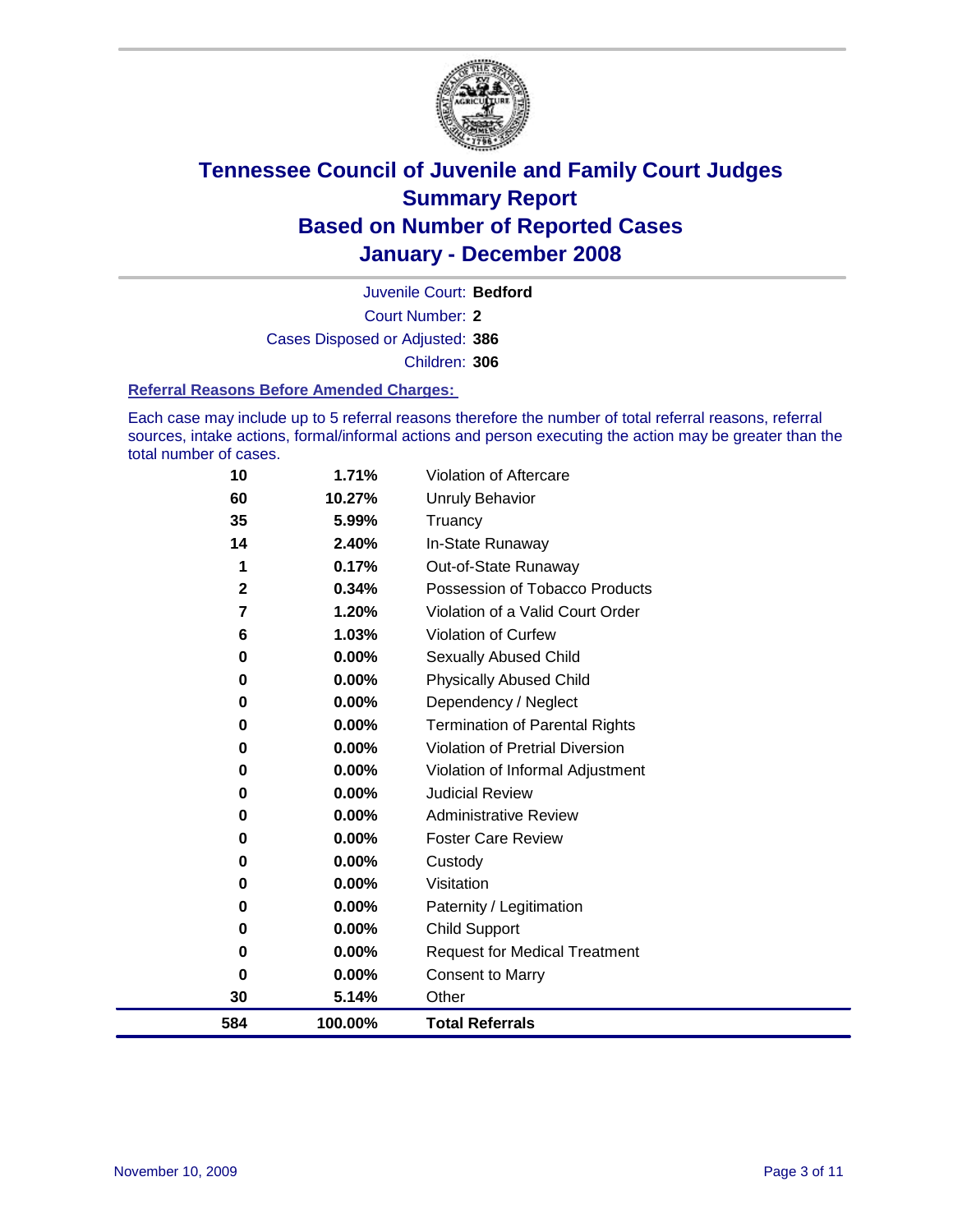# Tennessee Council of Juvenile and Family Court Judges
## Summary Report
## Based on Number of Reported Cases
## January - December 2008

Juvenile Court: **Bedford**

Court Number: **2**

Cases Disposed or Adjusted: **386**

Children: **306**

### Referral Reasons Before Amended Charges:

Each case may include up to 5 referral reasons therefore the number of total referral reasons, referral sources, intake actions, formal/informal actions and person executing the action may be greater than the total number of cases.

| Count | Percent | Referral Reason |
|---|---|---|
| 10 | 1.71% | Violation of Aftercare |
| 60 | 10.27% | Unruly Behavior |
| 35 | 5.99% | Truancy |
| 14 | 2.40% | In-State Runaway |
| 1 | 0.17% | Out-of-State Runaway |
| 2 | 0.34% | Possession of Tobacco Products |
| 7 | 1.20% | Violation of a Valid Court Order |
| 6 | 1.03% | Violation of Curfew |
| 0 | 0.00% | Sexually Abused Child |
| 0 | 0.00% | Physically Abused Child |
| 0 | 0.00% | Dependency / Neglect |
| 0 | 0.00% | Termination of Parental Rights |
| 0 | 0.00% | Violation of Pretrial Diversion |
| 0 | 0.00% | Violation of Informal Adjustment |
| 0 | 0.00% | Judicial Review |
| 0 | 0.00% | Administrative Review |
| 0 | 0.00% | Foster Care Review |
| 0 | 0.00% | Custody |
| 0 | 0.00% | Visitation |
| 0 | 0.00% | Paternity / Legitimation |
| 0 | 0.00% | Child Support |
| 0 | 0.00% | Request for Medical Treatment |
| 0 | 0.00% | Consent to Marry |
| 30 | 5.14% | Other |
| **584** | **100.00%** | **Total Referrals** |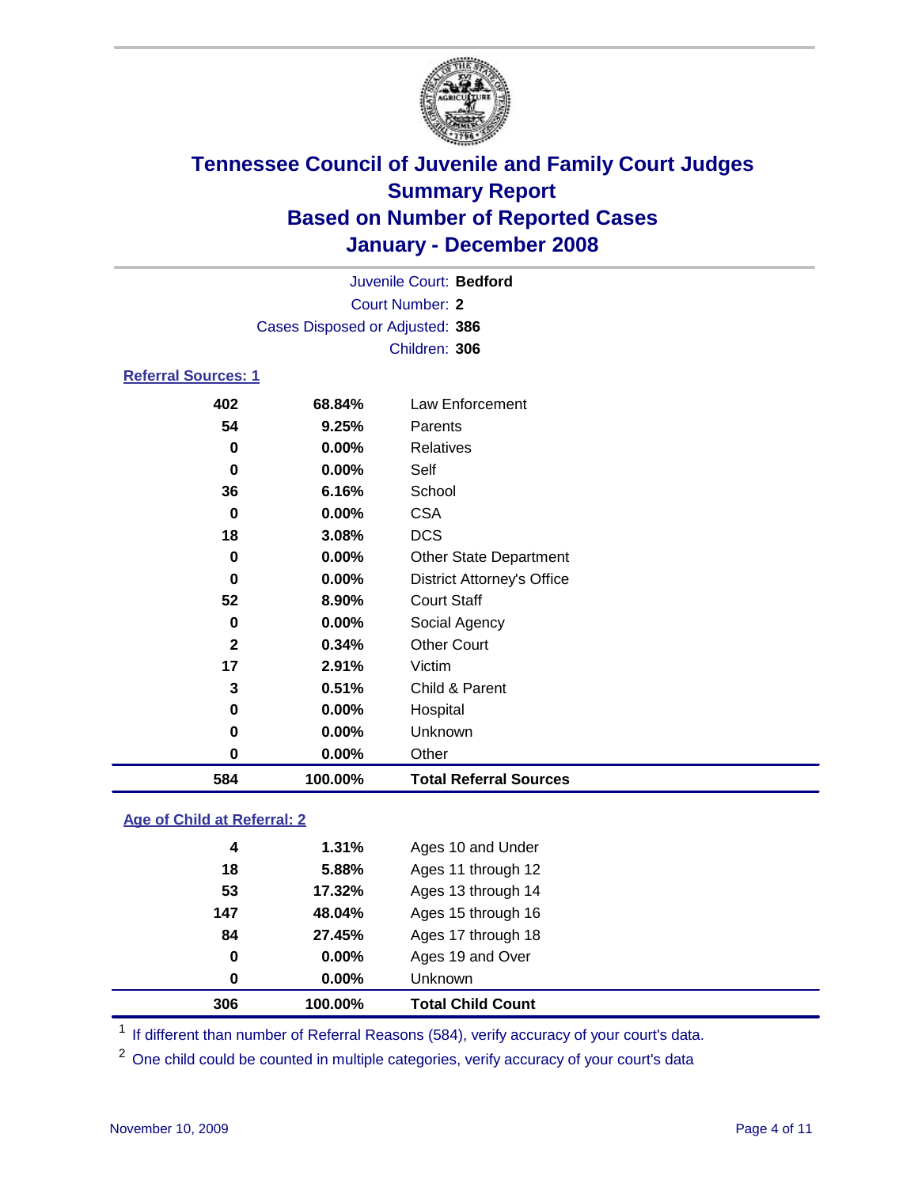# Tennessee Council of Juvenile and Family Court Judges
## Summary Report
## Based on Number of Reported Cases
## January - December 2008

Juvenile Court: **Bedford**

Court Number: **2**

Cases Disposed or Adjusted: **386**

Children: **306**

### Referral Sources: 1

| | | |
|---|---|---|
| 402 | 68.84% | Law Enforcement |
| 54 | 9.25% | Parents |
| 0 | 0.00% | Relatives |
| 0 | 0.00% | Self |
| 36 | 6.16% | School |
| 0 | 0.00% | CSA |
| 18 | 3.08% | DCS |
| 0 | 0.00% | Other State Department |
| 0 | 0.00% | District Attorney's Office |
| 52 | 8.90% | Court Staff |
| 0 | 0.00% | Social Agency |
| 2 | 0.34% | Other Court |
| 17 | 2.91% | Victim |
| 3 | 0.51% | Child & Parent |
| 0 | 0.00% | Hospital |
| 0 | 0.00% | Unknown |
| 0 | 0.00% | Other |
| **584** | **100.00%** | **Total Referral Sources** |

### Age of Child at Referral: 2

| | | |
|---|---|---|
| 4 | 1.31% | Ages 10 and Under |
| 18 | 5.88% | Ages 11 through 12 |
| 53 | 17.32% | Ages 13 through 14 |
| 147 | 48.04% | Ages 15 through 16 |
| 84 | 27.45% | Ages 17 through 18 |
| 0 | 0.00% | Ages 19 and Over |
| 0 | 0.00% | Unknown |
| **306** | **100.00%** | **Total Child Count** |

[1] If different than number of Referral Reasons (584), verify accuracy of your court's data.

[2] One child could be counted in multiple categories, verify accuracy of your court's data

November 10, 2009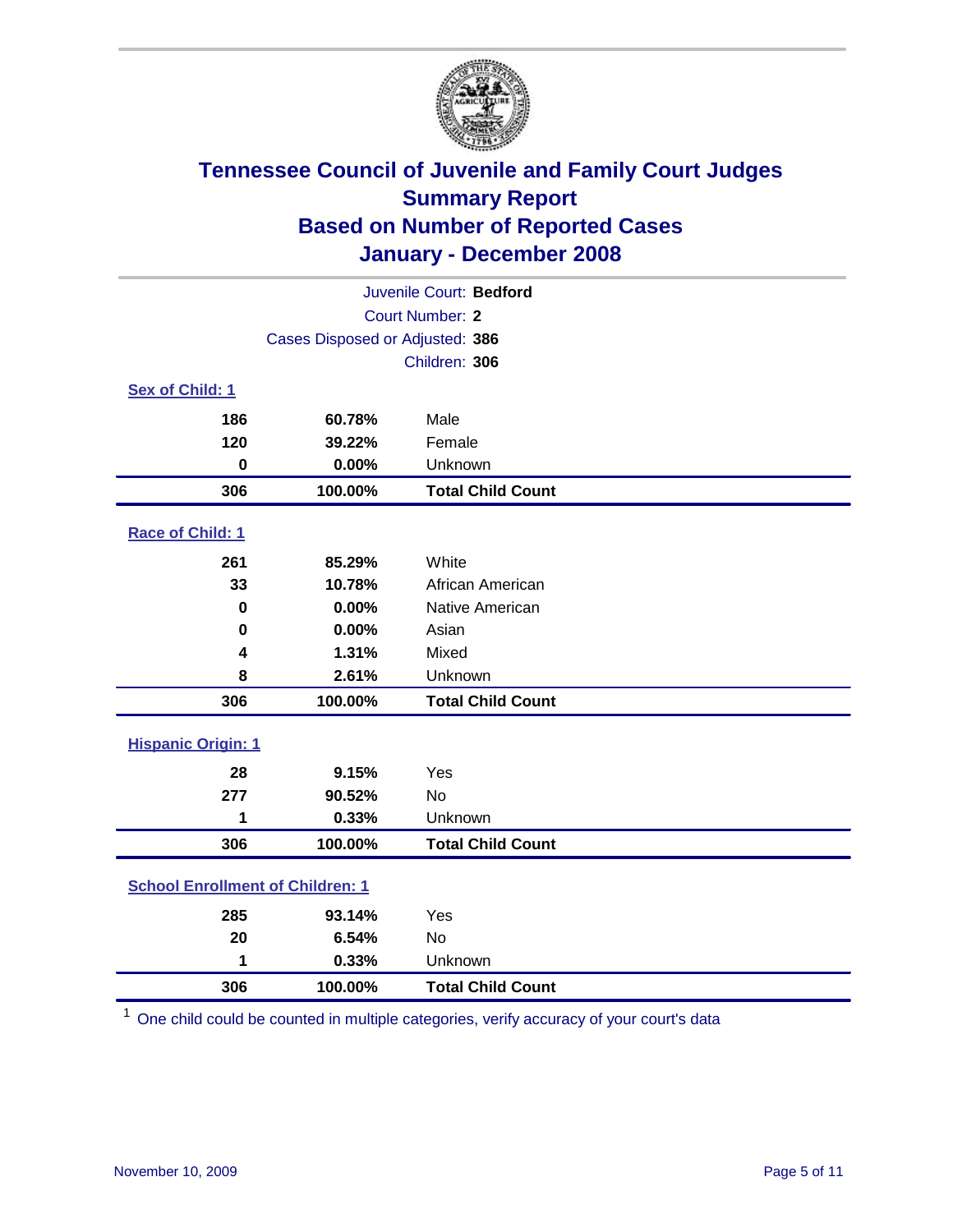# Tennessee Council of Juvenile and Family Court Judges
## Summary Report
## Based on Number of Reported Cases
## January - December 2008

Juvenile Court: **Bedford**
Court Number: **2**
Cases Disposed or Adjusted: **386**
Children: **306**

### Sex of Child: 1

| Count | Percent | Category |
|---|---|---|
| 186 | 60.78% | Male |
| 120 | 39.22% | Female |
| 0 | 0.00% | Unknown |
| **306** | **100.00%** | **Total Child Count** |

### Race of Child: 1

| Count | Percent | Category |
|---|---|---|
| 261 | 85.29% | White |
| 33 | 10.78% | African American |
| 0 | 0.00% | Native American |
| 0 | 0.00% | Asian |
| 4 | 1.31% | Mixed |
| 8 | 2.61% | Unknown |
| **306** | **100.00%** | **Total Child Count** |

### Hispanic Origin: 1

| Count | Percent | Category |
|---|---|---|
| 28 | 9.15% | Yes |
| 277 | 90.52% | No |
| 1 | 0.33% | Unknown |
| **306** | **100.00%** | **Total Child Count** |

### School Enrollment of Children: 1

| Count | Percent | Category |
|---|---|---|
| 285 | 93.14% | Yes |
| 20 | 6.54% | No |
| 1 | 0.33% | Unknown |
| **306** | **100.00%** | **Total Child Count** |

[1] One child could be counted in multiple categories, verify accuracy of your court's data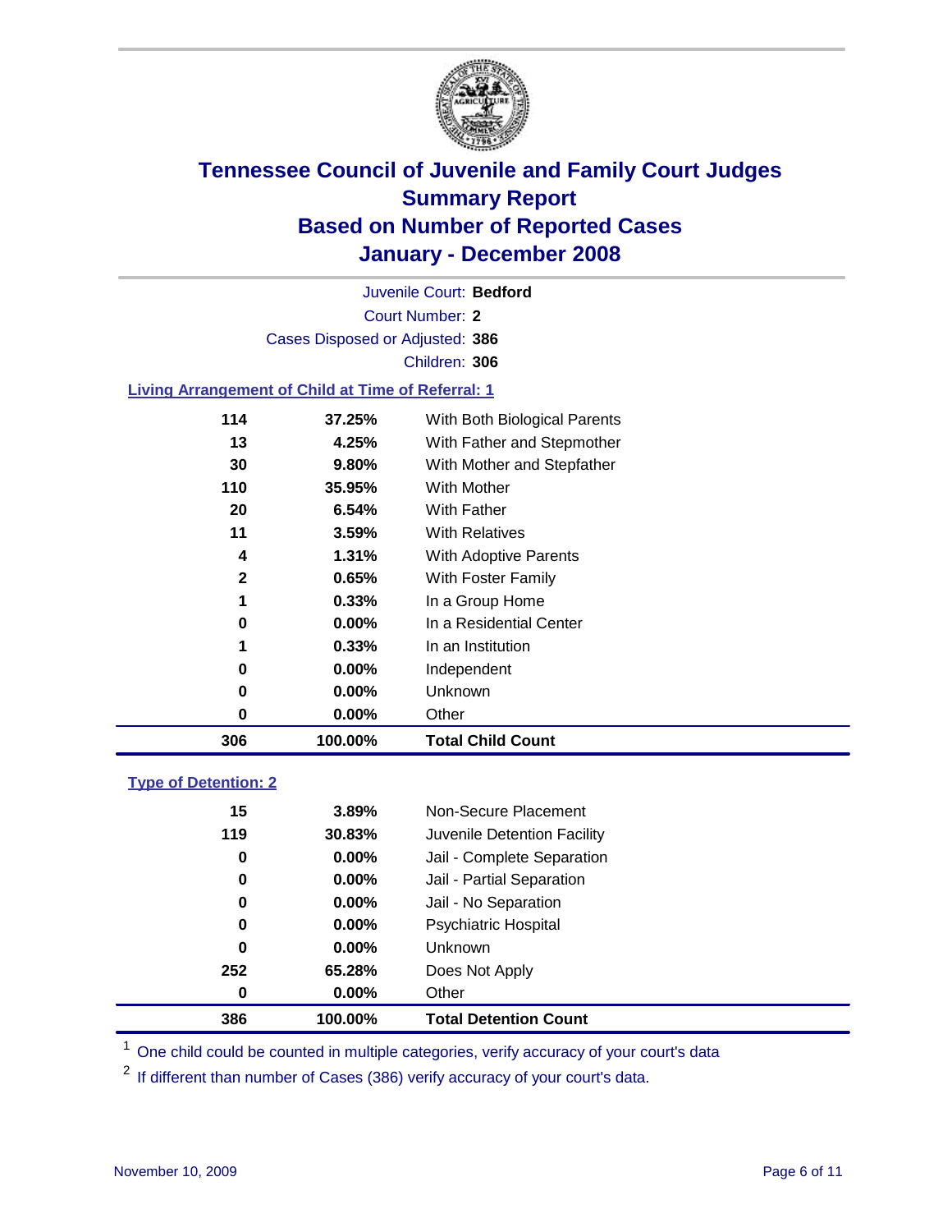# Tennessee Council of Juvenile and Family Court Judges
## Summary Report
## Based on Number of Reported Cases
## January - December 2008

Juvenile Court: **Bedford**

Court Number: **2**

Cases Disposed or Adjusted: **386**

Children: **306**

### Living Arrangement of Child at Time of Referral: 1

| Count | Percent | Living Arrangement |
|---|---|---|
| 114 | 37.25% | With Both Biological Parents |
| 13 | 4.25% | With Father and Stepmother |
| 30 | 9.80% | With Mother and Stepfather |
| 110 | 35.95% | With Mother |
| 20 | 6.54% | With Father |
| 11 | 3.59% | With Relatives |
| 4 | 1.31% | With Adoptive Parents |
| 2 | 0.65% | With Foster Family |
| 1 | 0.33% | In a Group Home |
| 0 | 0.00% | In a Residential Center |
| 1 | 0.33% | In an Institution |
| 0 | 0.00% | Independent |
| 0 | 0.00% | Unknown |
| 0 | 0.00% | Other |
| **306** | **100.00%** | **Total Child Count** |

### Type of Detention: 2

| Count | Percent | Type of Detention |
|---|---|---|
| 15 | 3.89% | Non-Secure Placement |
| 119 | 30.83% | Juvenile Detention Facility |
| 0 | 0.00% | Jail - Complete Separation |
| 0 | 0.00% | Jail - Partial Separation |
| 0 | 0.00% | Jail - No Separation |
| 0 | 0.00% | Psychiatric Hospital |
| 0 | 0.00% | Unknown |
| 252 | 65.28% | Does Not Apply |
| 0 | 0.00% | Other |
| **386** | **100.00%** | **Total Detention Count** |

[1] One child could be counted in multiple categories, verify accuracy of your court's data

[2] If different than number of Cases (386) verify accuracy of your court's data.

November 10, 2009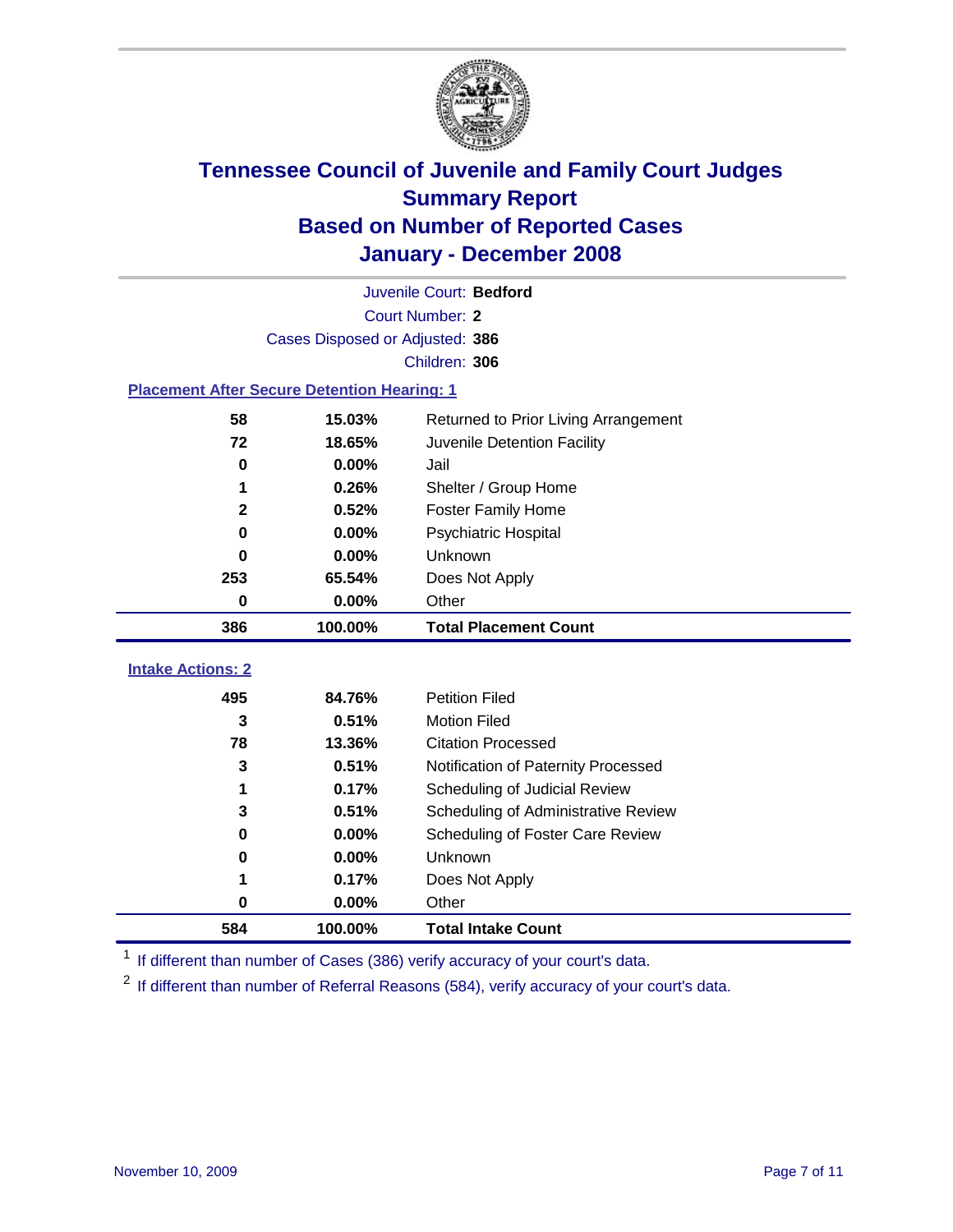# Tennessee Council of Juvenile and Family Court Judges
## Summary Report
## Based on Number of Reported Cases
## January - December 2008

Juvenile Court: **Bedford**
Court Number: **2**
Cases Disposed or Adjusted: **386**
Children: **306**

### Placement After Secure Detention Hearing: 1

| Count | Percent | Placement |
|---|---|---|
| 58 | 15.03% | Returned to Prior Living Arrangement |
| 72 | 18.65% | Juvenile Detention Facility |
| 0 | 0.00% | Jail |
| 1 | 0.26% | Shelter / Group Home |
| 2 | 0.52% | Foster Family Home |
| 0 | 0.00% | Psychiatric Hospital |
| 0 | 0.00% | Unknown |
| 253 | 65.54% | Does Not Apply |
| 0 | 0.00% | Other |
| **386** | **100.00%** | **Total Placement Count** |

### Intake Actions: 2

| Count | Percent | Action |
|---|---|---|
| 495 | 84.76% | Petition Filed |
| 3 | 0.51% | Motion Filed |
| 78 | 13.36% | Citation Processed |
| 3 | 0.51% | Notification of Paternity Processed |
| 1 | 0.17% | Scheduling of Judicial Review |
| 3 | 0.51% | Scheduling of Administrative Review |
| 0 | 0.00% | Scheduling of Foster Care Review |
| 0 | 0.00% | Unknown |
| 1 | 0.17% | Does Not Apply |
| 0 | 0.00% | Other |
| **584** | **100.00%** | **Total Intake Count** |

[1] If different than number of Cases (386) verify accuracy of your court's data.

[2] If different than number of Referral Reasons (584), verify accuracy of your court's data.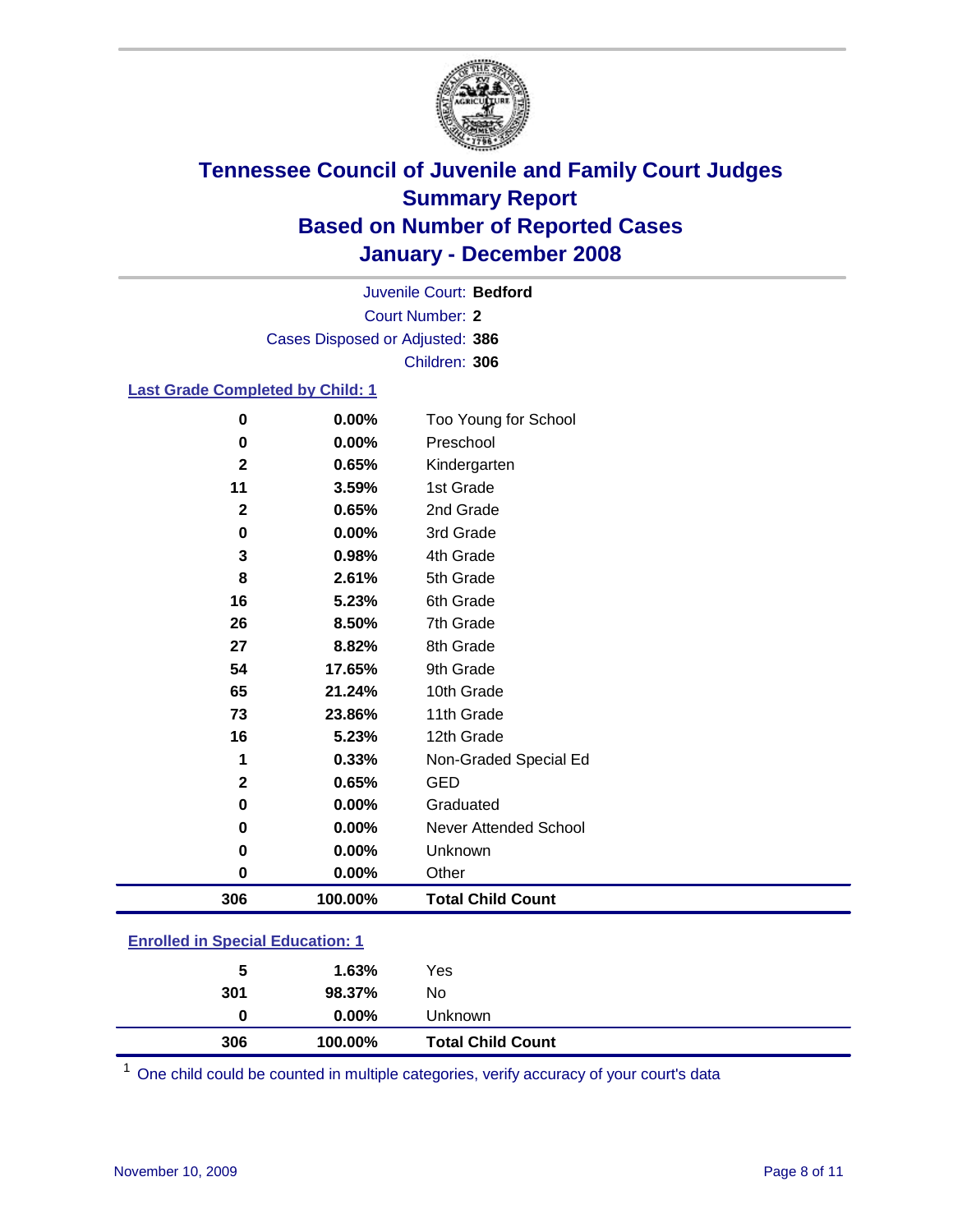# Tennessee Council of Juvenile and Family Court Judges
## Summary Report
## Based on Number of Reported Cases
## January - December 2008

Juvenile Court: **Bedford**
Court Number: **2**
Cases Disposed or Adjusted: **386**
Children: **306**

### Last Grade Completed by Child: 1

| Count | Percent | Category |
|---|---|---|
| 0 | 0.00% | Too Young for School |
| 0 | 0.00% | Preschool |
| 2 | 0.65% | Kindergarten |
| 11 | 3.59% | 1st Grade |
| 2 | 0.65% | 2nd Grade |
| 0 | 0.00% | 3rd Grade |
| 3 | 0.98% | 4th Grade |
| 8 | 2.61% | 5th Grade |
| 16 | 5.23% | 6th Grade |
| 26 | 8.50% | 7th Grade |
| 27 | 8.82% | 8th Grade |
| 54 | 17.65% | 9th Grade |
| 65 | 21.24% | 10th Grade |
| 73 | 23.86% | 11th Grade |
| 16 | 5.23% | 12th Grade |
| 1 | 0.33% | Non-Graded Special Ed |
| 2 | 0.65% | GED |
| 0 | 0.00% | Graduated |
| 0 | 0.00% | Never Attended School |
| 0 | 0.00% | Unknown |
| 0 | 0.00% | Other |
| **306** | **100.00%** | **Total Child Count** |

### Enrolled in Special Education: 1

| Count | Percent | Category |
|---|---|---|
| 5 | 1.63% | Yes |
| 301 | 98.37% | No |
| 0 | 0.00% | Unknown |
| **306** | **100.00%** | **Total Child Count** |

[1] One child could be counted in multiple categories, verify accuracy of your court's data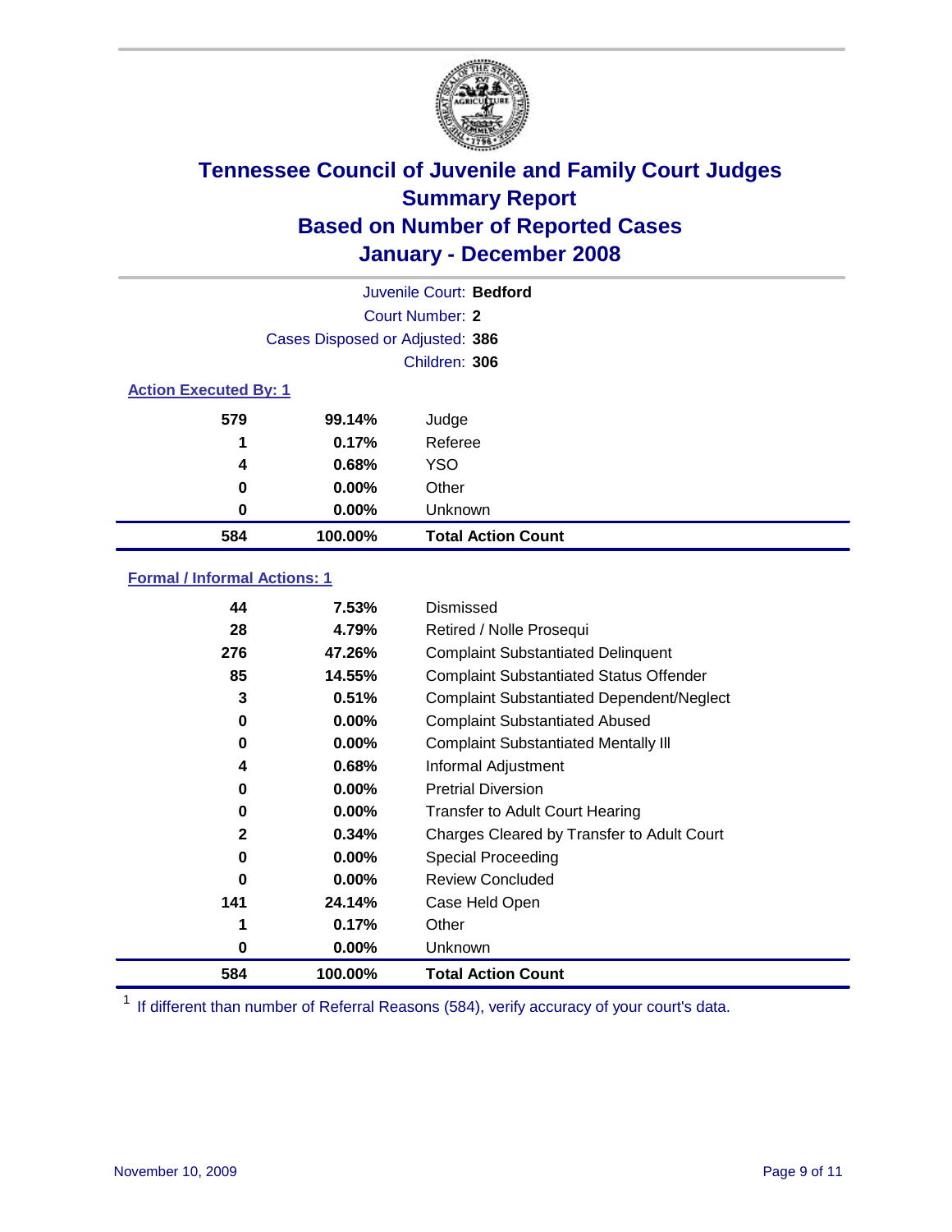# Tennessee Council of Juvenile and Family Court Judges
## Summary Report
## Based on Number of Reported Cases
## January - December 2008

Juvenile Court: **Bedford**
Court Number: **2**
Cases Disposed or Adjusted: **386**
Children: **306**

### Action Executed By: 1

| | | |
|---|---|---|
| 579 | 99.14% | Judge |
| 1 | 0.17% | Referee |
| 4 | 0.68% | YSO |
| 0 | 0.00% | Other |
| 0 | 0.00% | Unknown |
| **584** | **100.00%** | **Total Action Count** |

### Formal / Informal Actions: 1

| | | |
|---|---|---|
| 44 | 7.53% | Dismissed |
| 28 | 4.79% | Retired / Nolle Prosequi |
| 276 | 47.26% | Complaint Substantiated Delinquent |
| 85 | 14.55% | Complaint Substantiated Status Offender |
| 3 | 0.51% | Complaint Substantiated Dependent/Neglect |
| 0 | 0.00% | Complaint Substantiated Abused |
| 0 | 0.00% | Complaint Substantiated Mentally Ill |
| 4 | 0.68% | Informal Adjustment |
| 0 | 0.00% | Pretrial Diversion |
| 0 | 0.00% | Transfer to Adult Court Hearing |
| 2 | 0.34% | Charges Cleared by Transfer to Adult Court |
| 0 | 0.00% | Special Proceeding |
| 0 | 0.00% | Review Concluded |
| 141 | 24.14% | Case Held Open |
| 1 | 0.17% | Other |
| 0 | 0.00% | Unknown |
| **584** | **100.00%** | **Total Action Count** |

[1] If different than number of Referral Reasons (584), verify accuracy of your court's data.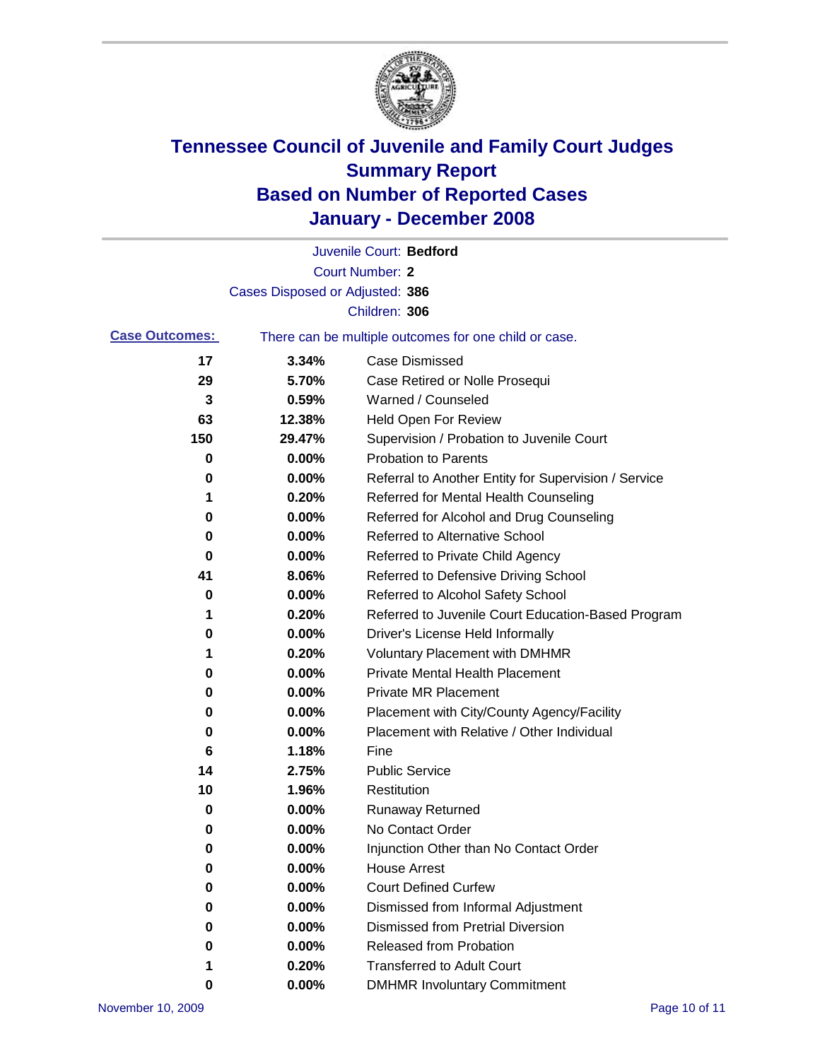# Tennessee Council of Juvenile and Family Court Judges
## Summary Report
## Based on Number of Reported Cases
## January - December 2008

Juvenile Court: **Bedford**

Court Number: **2**

Cases Disposed or Adjusted: **386**

Children: **306**

**Case Outcomes:** There can be multiple outcomes for one child or case.

| | | |
|---|---|---|
| 17 | 3.34% | Case Dismissed |
| 29 | 5.70% | Case Retired or Nolle Prosequi |
| 3 | 0.59% | Warned / Counseled |
| 63 | 12.38% | Held Open For Review |
| 150 | 29.47% | Supervision / Probation to Juvenile Court |
| 0 | 0.00% | Probation to Parents |
| 0 | 0.00% | Referral to Another Entity for Supervision / Service |
| 1 | 0.20% | Referred for Mental Health Counseling |
| 0 | 0.00% | Referred for Alcohol and Drug Counseling |
| 0 | 0.00% | Referred to Alternative School |
| 0 | 0.00% | Referred to Private Child Agency |
| 41 | 8.06% | Referred to Defensive Driving School |
| 0 | 0.00% | Referred to Alcohol Safety School |
| 1 | 0.20% | Referred to Juvenile Court Education-Based Program |
| 0 | 0.00% | Driver's License Held Informally |
| 1 | 0.20% | Voluntary Placement with DMHMR |
| 0 | 0.00% | Private Mental Health Placement |
| 0 | 0.00% | Private MR Placement |
| 0 | 0.00% | Placement with City/County Agency/Facility |
| 0 | 0.00% | Placement with Relative / Other Individual |
| 6 | 1.18% | Fine |
| 14 | 2.75% | Public Service |
| 10 | 1.96% | Restitution |
| 0 | 0.00% | Runaway Returned |
| 0 | 0.00% | No Contact Order |
| 0 | 0.00% | Injunction Other than No Contact Order |
| 0 | 0.00% | House Arrest |
| 0 | 0.00% | Court Defined Curfew |
| 0 | 0.00% | Dismissed from Informal Adjustment |
| 0 | 0.00% | Dismissed from Pretrial Diversion |
| 0 | 0.00% | Released from Probation |
| 1 | 0.20% | Transferred to Adult Court |
| 0 | 0.00% | DMHMR Involuntary Commitment |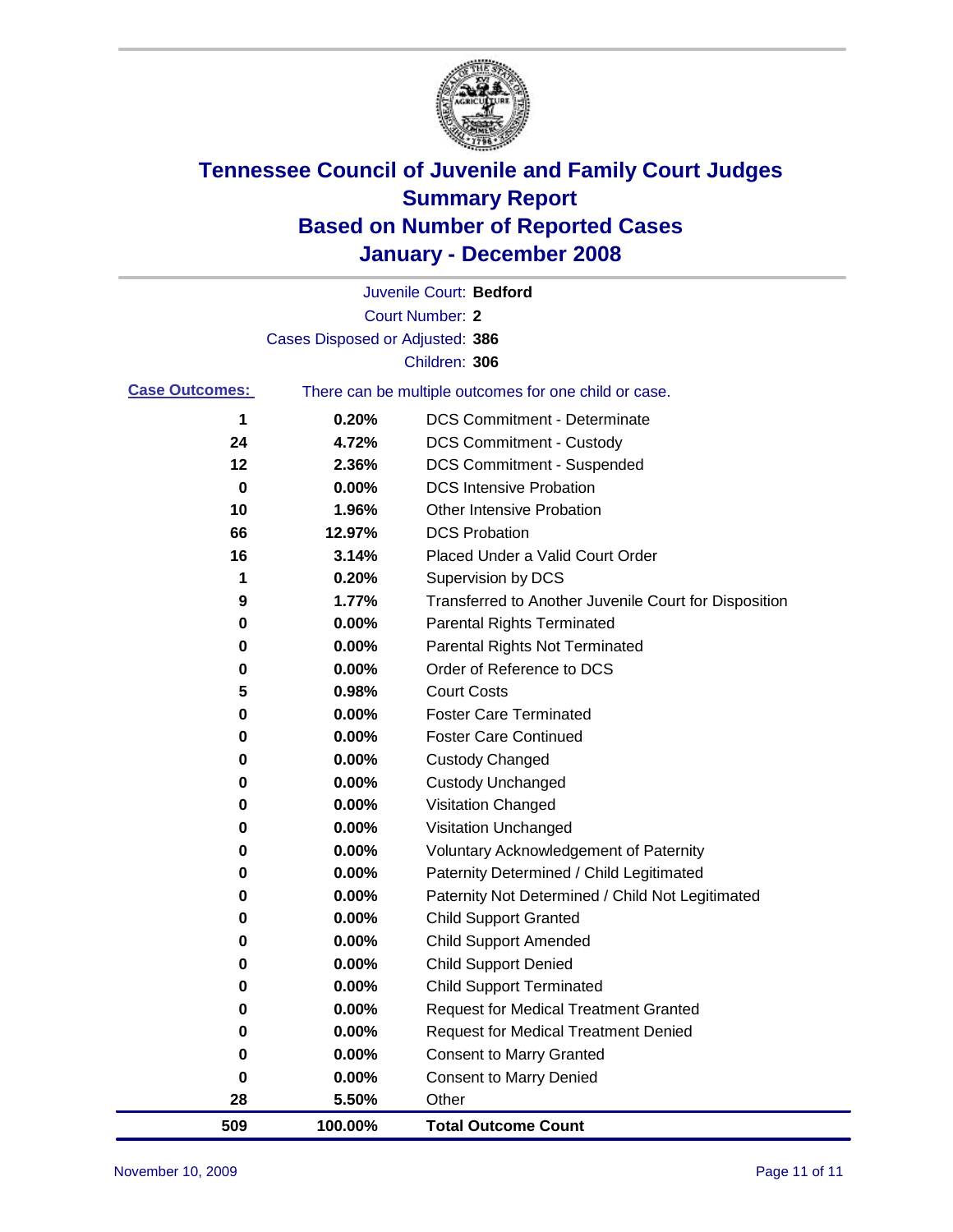# Tennessee Council of Juvenile and Family Court Judges
# Summary Report
# Based on Number of Reported Cases
# January - December 2008

Juvenile Court: **Bedford**

Court Number: **2**

Cases Disposed or Adjusted: **386**

Children: **306**

**Case Outcomes:** There can be multiple outcomes for one child or case.

| | | |
|---|---|---|
| 1 | 0.20% | DCS Commitment - Determinate |
| 24 | 4.72% | DCS Commitment - Custody |
| 12 | 2.36% | DCS Commitment - Suspended |
| 0 | 0.00% | DCS Intensive Probation |
| 10 | 1.96% | Other Intensive Probation |
| 66 | 12.97% | DCS Probation |
| 16 | 3.14% | Placed Under a Valid Court Order |
| 1 | 0.20% | Supervision by DCS |
| 9 | 1.77% | Transferred to Another Juvenile Court for Disposition |
| 0 | 0.00% | Parental Rights Terminated |
| 0 | 0.00% | Parental Rights Not Terminated |
| 0 | 0.00% | Order of Reference to DCS |
| 5 | 0.98% | Court Costs |
| 0 | 0.00% | Foster Care Terminated |
| 0 | 0.00% | Foster Care Continued |
| 0 | 0.00% | Custody Changed |
| 0 | 0.00% | Custody Unchanged |
| 0 | 0.00% | Visitation Changed |
| 0 | 0.00% | Visitation Unchanged |
| 0 | 0.00% | Voluntary Acknowledgement of Paternity |
| 0 | 0.00% | Paternity Determined / Child Legitimated |
| 0 | 0.00% | Paternity Not Determined / Child Not Legitimated |
| 0 | 0.00% | Child Support Granted |
| 0 | 0.00% | Child Support Amended |
| 0 | 0.00% | Child Support Denied |
| 0 | 0.00% | Child Support Terminated |
| 0 | 0.00% | Request for Medical Treatment Granted |
| 0 | 0.00% | Request for Medical Treatment Denied |
| 0 | 0.00% | Consent to Marry Granted |
| 0 | 0.00% | Consent to Marry Denied |
| 28 | 5.50% | Other |
| **509** | **100.00%** | **Total Outcome Count** |

November 10, 2009